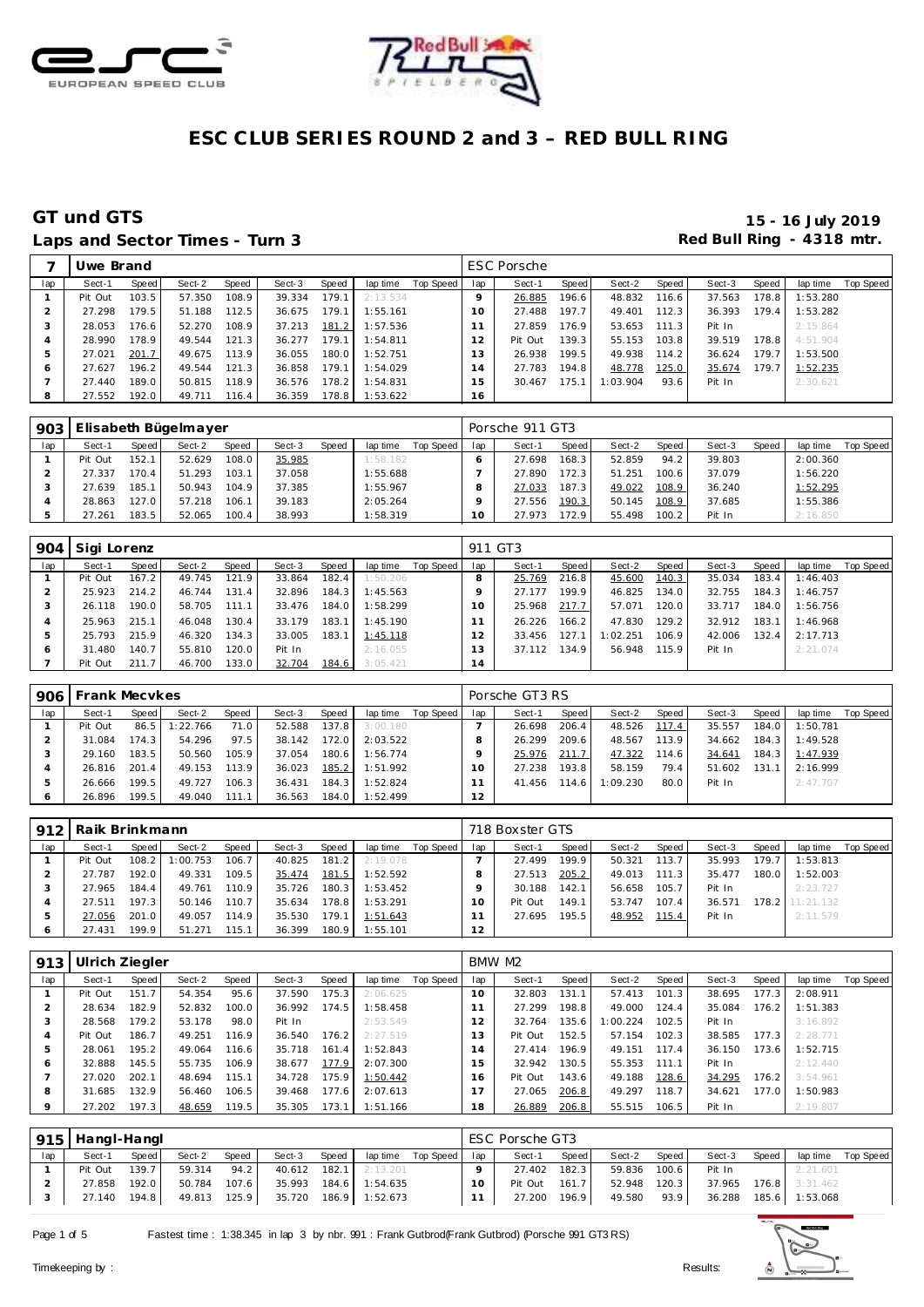# ESC CLUB SERIES ROUND 2 and 3 – RED BULL RING

## GT und GTS

**15 - 16 July 2019**

### Laps and Sector Times - Turn 3

**Red Bull Ring - 4318 mtr.**

| 7 | Uwe Brand | | | | | | | | | ESC Porsche | | | | | | | | | |
|---|---|---|---|---|---|---|---|---|---|---|---|---|---|---|---|---|---|---|---|
| lap | Sect-1 | Speed | Sect-2 | Speed | Sect-3 | Speed | lap time | Top Speed | lap | Sect-1 | Speed | Sect-2 | Speed | Sect-3 | Speed | lap time | Top Speed |
| 1 | Pit Out | 103.5 | 57.350 | 108.9 | 39.334 | 179.1 | 2:13.534 | | 9 | 26.885 | 196.6 | 48.832 | 116.6 | 37.563 | 178.8 | 1:53.280 | |
| 2 | 27.298 | 179.5 | 51.188 | 112.5 | 36.675 | 179.1 | 1:55.161 | | 10 | 27.488 | 197.7 | 49.401 | 112.3 | 36.393 | 179.4 | 1:53.282 | |
| 3 | 28.053 | 176.6 | 52.270 | 108.9 | 37.213 | 181.2 | 1:57.536 | | 11 | 27.859 | 176.9 | 53.653 | 111.3 | Pit In | | 2:15.864 | |
| 4 | 28.990 | 178.9 | 49.544 | 121.3 | 36.277 | 179.1 | 1:54.811 | | 12 | Pit Out | 139.3 | 55.153 | 103.8 | 39.519 | 178.8 | 4:51.904 | |
| 5 | 27.021 | 201.7 | 49.675 | 113.9 | 36.055 | 180.0 | 1:52.751 | | 13 | 26.938 | 199.5 | 49.938 | 114.2 | 36.624 | 179.7 | 1:53.500 | |
| 6 | 27.627 | 196.2 | 49.544 | 121.3 | 36.858 | 179.1 | 1:54.029 | | 14 | 27.783 | 194.8 | 48.778 | 125.0 | 35.674 | 179.7 | 1:52.235 | |
| 7 | 27.440 | 189.0 | 50.815 | 118.9 | 36.576 | 178.2 | 1:54.831 | | 15 | 30.467 | 175.1 | 1:03.904 | 93.6 | Pit In | | 2:30.621 | |
| 8 | 27.552 | 192.0 | 49.711 | 116.4 | 36.359 | 178.8 | 1:53.622 | | 16 | | | | | | | | |

| 903 | Elisabeth Bügelmayer | | | | | | | | | Porsche 911 GT3 | | | | | | | | | |
|---|---|---|---|---|---|---|---|---|---|---|---|---|---|---|---|---|---|---|---|
| lap | Sect-1 | Speed | Sect-2 | Speed | Sect-3 | Speed | lap time | Top Speed | lap | Sect-1 | Speed | Sect-2 | Speed | Sect-3 | Speed | lap time | Top Speed |
| 1 | Pit Out | 152.1 | 52.629 | 108.0 | 35.985 | | 1:58.182 | | 6 | 27.698 | 168.3 | 52.859 | 94.2 | 39.803 | | 2:00.360 | |
| 2 | 27.337 | 170.4 | 51.293 | 103.1 | 37.058 | | 1:55.688 | | 7 | 27.890 | 172.3 | 51.251 | 100.6 | 37.079 | | 1:56.220 | |
| 3 | 27.639 | 185.1 | 50.943 | 104.9 | 37.385 | | 1:55.967 | | 8 | 27.033 | 187.3 | 49.022 | 108.9 | 36.240 | | 1:52.295 | |
| 4 | 28.863 | 127.0 | 57.218 | 106.1 | 39.183 | | 2:05.264 | | 9 | 27.556 | 190.3 | 50.145 | 108.9 | 37.685 | | 1:55.386 | |
| 5 | 27.261 | 183.5 | 52.065 | 100.4 | 38.993 | | 1:58.319 | | 10 | 27.973 | 172.9 | 55.498 | 100.2 | Pit In | | 2:16.850 | |

| 904 | Sigi Lorenz | | | | | | | | | 911 GT3 | | | | | | | | | |
|---|---|---|---|---|---|---|---|---|---|---|---|---|---|---|---|---|---|---|---|
| lap | Sect-1 | Speed | Sect-2 | Speed | Sect-3 | Speed | lap time | Top Speed | lap | Sect-1 | Speed | Sect-2 | Speed | Sect-3 | Speed | lap time | Top Speed |
| 1 | Pit Out | 167.2 | 49.745 | 121.9 | 33.864 | 182.4 | 1:50.206 | | 8 | 25.769 | 216.8 | 45.600 | 140.3 | 35.034 | 183.4 | 1:46.403 | |
| 2 | 25.923 | 214.2 | 46.744 | 131.4 | 32.896 | 184.3 | 1:45.563 | | 9 | 27.177 | 199.9 | 46.825 | 134.0 | 32.755 | 184.3 | 1:46.757 | |
| 3 | 26.118 | 190.0 | 58.705 | 111.1 | 33.476 | 184.0 | 1:58.299 | | 10 | 25.968 | 217.7 | 57.071 | 120.0 | 33.717 | 184.0 | 1:56.756 | |
| 4 | 25.963 | 215.1 | 46.048 | 130.4 | 33.179 | 183.1 | 1:45.190 | | 11 | 26.226 | 166.2 | 47.830 | 129.2 | 32.912 | 183.1 | 1:46.968 | |
| 5 | 25.793 | 215.9 | 46.320 | 134.3 | 33.005 | 183.1 | 1:45.118 | | 12 | 33.456 | 127.1 | 1:02.251 | 106.9 | 42.006 | 132.4 | 2:17.713 | |
| 6 | 31.480 | 140.7 | 55.810 | 120.0 | Pit In | | 2:16.055 | | 13 | 37.112 | 134.9 | 56.948 | 115.9 | Pit In | | 2:21.074 | |
| 7 | Pit Out | 211.7 | 46.700 | 133.0 | 32.704 | 184.6 | 3:05.421 | | 14 | | | | | | | | |

| 906 | Frank Mecvkes | | | | | | | | | Porsche GT3 RS | | | | | | | | | |
|---|---|---|---|---|---|---|---|---|---|---|---|---|---|---|---|---|---|---|---|
| lap | Sect-1 | Speed | Sect-2 | Speed | Sect-3 | Speed | lap time | Top Speed | lap | Sect-1 | Speed | Sect-2 | Speed | Sect-3 | Speed | lap time | Top Speed |
| 1 | Pit Out | 86.5 | 1:22.766 | 71.0 | 52.588 | 137.8 | 3:00.180 | | 7 | 26.698 | 206.4 | 48.526 | 117.4 | 35.557 | 184.0 | 1:50.781 | |
| 2 | 31.084 | 174.3 | 54.296 | 97.5 | 38.142 | 172.0 | 2:03.522 | | 8 | 26.299 | 209.6 | 48.567 | 113.9 | 34.662 | 184.3 | 1:49.528 | |
| 3 | 29.160 | 183.5 | 50.560 | 105.9 | 37.054 | 180.6 | 1:56.774 | | 9 | 25.976 | 211.7 | 47.322 | 114.6 | 34.641 | 184.3 | 1:47.939 | |
| 4 | 26.816 | 201.4 | 49.153 | 113.9 | 36.023 | 185.2 | 1:51.992 | | 10 | 27.238 | 193.8 | 58.159 | 79.4 | 51.602 | 131.1 | 2:16.999 | |
| 5 | 26.666 | 199.5 | 49.727 | 106.3 | 36.431 | 184.3 | 1:52.824 | | 11 | 41.456 | 114.6 | 1:09.230 | 80.0 | Pit In | | 2:47.707 | |
| 6 | 26.896 | 199.5 | 49.040 | 111.1 | 36.563 | 184.0 | 1:52.499 | | 12 | | | | | | | | |

| 912 | Raik Brinkmann | | | | | | | | | 718 Boxster GTS | | | | | | | | | |
|---|---|---|---|---|---|---|---|---|---|---|---|---|---|---|---|---|---|---|---|
| lap | Sect-1 | Speed | Sect-2 | Speed | Sect-3 | Speed | lap time | Top Speed | lap | Sect-1 | Speed | Sect-2 | Speed | Sect-3 | Speed | lap time | Top Speed |
| 1 | Pit Out | 108.2 | 1:00.753 | 106.7 | 40.825 | 181.2 | 2:19.078 | | 7 | 27.499 | 199.9 | 50.321 | 113.7 | 35.993 | 179.7 | 1:53.813 | |
| 2 | 27.787 | 192.0 | 49.331 | 109.5 | 35.474 | 181.5 | 1:52.592 | | 8 | 27.513 | 205.2 | 49.013 | 111.3 | 35.477 | 180.0 | 1:52.003 | |
| 3 | 27.965 | 184.4 | 49.761 | 110.9 | 35.726 | 180.3 | 1:53.452 | | 9 | 30.188 | 142.1 | 56.658 | 105.7 | Pit In | | 2:23.727 | |
| 4 | 27.511 | 197.3 | 50.146 | 110.7 | 35.634 | 178.8 | 1:53.291 | | 10 | Pit Out | 149.1 | 53.747 | 107.4 | 36.571 | 178.2 | 11:21.132 | |
| 5 | 27.056 | 201.0 | 49.057 | 114.9 | 35.530 | 179.1 | 1:51.643 | | 11 | 27.695 | 195.5 | 48.952 | 115.4 | Pit In | | 2:11.579 | |
| 6 | 27.431 | 199.9 | 51.271 | 115.1 | 36.399 | 180.9 | 1:55.101 | | 12 | | | | | | | | |

| 913 | Ulrich Ziegler | | | | | | | | | BMW M2 | | | | | | | | | |
|---|---|---|---|---|---|---|---|---|---|---|---|---|---|---|---|---|---|---|---|
| lap | Sect-1 | Speed | Sect-2 | Speed | Sect-3 | Speed | lap time | Top Speed | lap | Sect-1 | Speed | Sect-2 | Speed | Sect-3 | Speed | lap time | Top Speed |
| 1 | Pit Out | 151.7 | 54.354 | 95.6 | 37.590 | 175.3 | 2:06.625 | | 10 | 32.803 | 131.1 | 57.413 | 101.3 | 38.695 | 177.3 | 2:08.911 | |
| 2 | 28.634 | 182.9 | 52.832 | 100.0 | 36.992 | 174.5 | 1:58.458 | | 11 | 27.299 | 198.8 | 49.000 | 124.4 | 35.084 | 176.2 | 1:51.383 | |
| 3 | 28.568 | 179.2 | 53.178 | 98.0 | Pit In | | 2:53.549 | | 12 | 32.764 | 135.6 | 1:00.224 | 102.5 | Pit In | | 3:16.892 | |
| 4 | Pit Out | 186.7 | 49.251 | 116.9 | 36.540 | 176.2 | 2:27.519 | | 13 | Pit Out | 152.5 | 57.154 | 102.3 | 38.585 | 177.3 | 2:28.771 | |
| 5 | 28.061 | 195.2 | 49.064 | 116.6 | 35.718 | 161.4 | 1:52.843 | | 14 | 27.414 | 196.9 | 49.151 | 117.4 | 36.150 | 173.6 | 1:52.715 | |
| 6 | 32.888 | 145.5 | 55.735 | 106.9 | 38.677 | 177.9 | 2:07.300 | | 15 | 32.942 | 130.5 | 55.353 | 111.1 | Pit In | | 2:12.440 | |
| 7 | 27.020 | 202.1 | 48.694 | 115.1 | 34.728 | 175.9 | 1:50.442 | | 16 | Pit Out | 143.6 | 49.188 | 128.6 | 34.295 | 176.2 | 3:54.961 | |
| 8 | 31.685 | 132.9 | 56.460 | 106.5 | 39.468 | 177.6 | 2:07.613 | | 17 | 27.065 | 206.8 | 49.297 | 118.7 | 34.621 | 177.0 | 1:50.983 | |
| 9 | 27.202 | 197.3 | 48.659 | 119.5 | 35.305 | 173.1 | 1:51.166 | | 18 | 26.889 | 206.8 | 55.515 | 106.5 | Pit In | | 2:19.807 | |

| 915 | Hangl-Hangl | | | | | | | | | ESC Porsche GT3 | | | | | | | | | |
|---|---|---|---|---|---|---|---|---|---|---|---|---|---|---|---|---|---|---|---|
| lap | Sect-1 | Speed | Sect-2 | Speed | Sect-3 | Speed | lap time | Top Speed | lap | Sect-1 | Speed | Sect-2 | Speed | Sect-3 | Speed | lap time | Top Speed |
| 1 | Pit Out | 139.7 | 59.314 | 94.2 | 40.612 | 182.1 | 2:13.201 | | 9 | 27.402 | 182.3 | 59.836 | 100.6 | Pit In | | 2:21.601 | |
| 2 | 27.858 | 192.0 | 50.784 | 107.6 | 35.993 | 184.6 | 1:54.635 | | 10 | Pit Out | 161.7 | 52.948 | 120.3 | 37.965 | 176.8 | 3:31.462 | |
| 3 | 27.140 | 194.8 | 49.813 | 125.9 | 35.720 | 186.9 | 1:52.673 | | 11 | 27.200 | 196.9 | 49.580 | 93.9 | 36.288 | 185.6 | 1:53.068 | |

Fastest time : 1:38.345 in lap 3 by nbr. 991 : Frank Gutbrod(Frank Gutbrod) (Porsche 991 GT3 RS)

Timekeeping by : Results: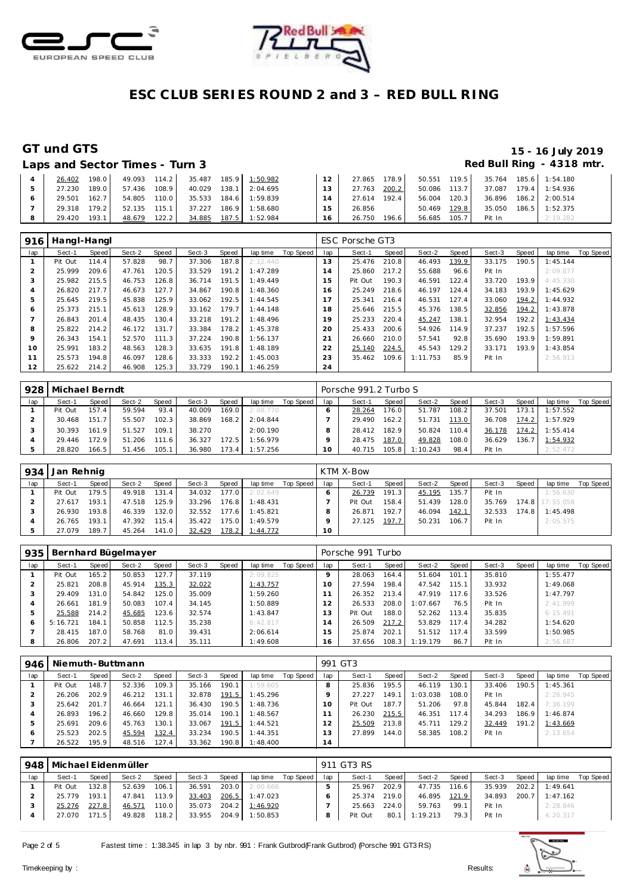# ESC CLUB SERIES ROUND 2 and 3 – RED BULL RING

## GT und GTS

15 - 16 July 2019

Laps and Sector Times - Turn 3

Red Bull Ring - 4318 mtr.

| lap | Sect-1 | Speed | Sect-2 | Speed | Sect-3 | Speed | lap time | Top Speed | lap | Sect-1 | Speed | Sect-2 | Speed | Sect-3 | Speed | lap time | Top Speed |
|---|---|---|---|---|---|---|---|---|---|---|---|---|---|---|---|---|---|
| 4 | 26.402 | 198.0 | 49.093 | 114.2 | 35.487 | 185.9 | 1:50.982 | | 12 | 27.865 | 178.9 | 50.551 | 119.5 | 35.764 | 185.6 | 1:54.180 | |
| 5 | 27.230 | 189.0 | 57.436 | 108.9 | 40.029 | 138.1 | 2:04.695 | | 13 | 27.763 | 200.2 | 50.086 | 113.7 | 37.087 | 179.4 | 1:54.936 | |
| 6 | 29.501 | 162.7 | 54.805 | 110.0 | 35.533 | 184.6 | 1:59.839 | | 14 | 27.614 | 192.4 | 56.004 | 120.3 | 36.896 | 186.2 | 2:00.514 | |
| 7 | 29.318 | 179.2 | 52.135 | 115.1 | 37.227 | 186.9 | 1:58.680 | | 15 | 26.856 | | 50.469 | 129.8 | 35.050 | 186.5 | 1:52.375 | |
| 8 | 29.420 | 193.1 | 48.679 | 122.2 | 34.885 | 187.5 | 1:52.984 | | 16 | 26.750 | 196.6 | 56.685 | 105.7 | Pit In | | 2:19.282 | |

### 916 Hangl-Hangl — ESC Porsche GT3

| lap | Sect-1 | Speed | Sect-2 | Speed | Sect-3 | Speed | lap time | Top Speed | lap | Sect-1 | Speed | Sect-2 | Speed | Sect-3 | Speed | lap time | Top Speed |
|---|---|---|---|---|---|---|---|---|---|---|---|---|---|---|---|---|---|
| 1 | Pit Out | 114.4 | 57.828 | 98.7 | 37.306 | 187.8 | 2:12.440 | | 13 | 25.476 | 210.8 | 46.493 | 139.9 | 33.175 | 190.5 | 1:45.144 | |
| 2 | 25.999 | 209.6 | 47.761 | 120.5 | 33.529 | 191.2 | 1:47.289 | | 14 | 25.860 | 217.2 | 55.688 | 96.6 | Pit In | | 2:09.877 | |
| 3 | 25.982 | 215.5 | 46.753 | 126.8 | 36.714 | 191.5 | 1:49.449 | | 15 | Pit Out | 190.3 | 46.591 | 122.4 | 33.720 | 193.9 | 4:45.330 | |
| 4 | 26.820 | 217.7 | 46.673 | 127.7 | 34.867 | 190.8 | 1:48.360 | | 16 | 25.249 | 218.6 | 46.197 | 124.4 | 34.183 | 193.9 | 1:45.629 | |
| 5 | 25.645 | 219.5 | 45.838 | 125.9 | 33.062 | 192.5 | 1:44.545 | | 17 | 25.341 | 216.4 | 46.531 | 127.4 | 33.060 | 194.2 | 1:44.932 | |
| 6 | 25.373 | 215.1 | 45.613 | 128.9 | 33.162 | 179.7 | 1:44.148 | | 18 | 25.646 | 215.5 | 45.376 | 138.5 | 32.856 | 194.2 | 1:43.878 | |
| 7 | 26.843 | 201.4 | 48.435 | 130.4 | 33.218 | 191.2 | 1:48.496 | | 19 | 25.233 | 220.4 | 45.247 | 138.1 | 32.954 | 192.2 | 1:43.434 | |
| 8 | 25.822 | 214.2 | 46.172 | 131.7 | 33.384 | 178.2 | 1:45.378 | | 20 | 25.433 | 200.6 | 54.926 | 114.9 | 37.237 | 192.5 | 1:57.596 | |
| 9 | 26.343 | 154.1 | 52.570 | 111.3 | 37.224 | 190.8 | 1:56.137 | | 21 | 26.660 | 210.0 | 57.541 | 92.8 | 35.690 | 193.9 | 1:59.891 | |
| 10 | 25.991 | 183.2 | 48.563 | 128.3 | 33.635 | 191.8 | 1:48.189 | | 22 | 25.140 | 224.5 | 45.543 | 129.2 | 33.171 | 193.9 | 1:43.854 | |
| 11 | 25.573 | 194.8 | 46.097 | 128.6 | 33.333 | 192.2 | 1:45.003 | | 23 | 35.462 | 109.6 | 1:11.753 | 85.9 | Pit In | | 2:56.913 | |
| 12 | 25.622 | 214.2 | 46.908 | 125.3 | 33.729 | 190.1 | 1:46.259 | | 24 | | | | | | | | |

### 928 Michael Berndt — Porsche 991.2 Turbo S

| lap | Sect-1 | Speed | Sect-2 | Speed | Sect-3 | Speed | lap time | Top Speed | lap | Sect-1 | Speed | Sect-2 | Speed | Sect-3 | Speed | lap time | Top Speed |
|---|---|---|---|---|---|---|---|---|---|---|---|---|---|---|---|---|---|
| 1 | Pit Out | 157.4 | 59.594 | 93.4 | 40.009 | 169.0 | 2:08.770 | | 6 | 28.264 | 176.0 | 51.787 | 108.2 | 37.501 | 173.1 | 1:57.552 | |
| 2 | 30.468 | 151.7 | 55.507 | 102.3 | 38.869 | 168.2 | 2:04.844 | | 7 | 29.490 | 162.2 | 51.731 | 113.0 | 36.708 | 174.2 | 1:57.929 | |
| 3 | 30.393 | 161.9 | 51.527 | 109.1 | 38.270 | | 2:00.190 | | 8 | 28.412 | 182.9 | 50.824 | 110.4 | 36.178 | 174.2 | 1:55.414 | |
| 4 | 29.446 | 172.9 | 51.206 | 111.6 | 36.327 | 172.5 | 1:56.979 | | 9 | 28.475 | 187.0 | 49.828 | 108.0 | 36.629 | 136.7 | 1:54.932 | |
| 5 | 28.820 | 166.5 | 51.456 | 105.1 | 36.980 | 173.4 | 1:57.256 | | 10 | 40.715 | 105.8 | 1:10.243 | 98.4 | Pit In | | 2:52.472 | |

### 934 Jan Rehnig — KTM X-Bow

| lap | Sect-1 | Speed | Sect-2 | Speed | Sect-3 | Speed | lap time | Top Speed | lap | Sect-1 | Speed | Sect-2 | Speed | Sect-3 | Speed | lap time | Top Speed |
|---|---|---|---|---|---|---|---|---|---|---|---|---|---|---|---|---|---|
| 1 | Pit Out | 179.5 | 49.918 | 131.4 | 34.032 | 177.0 | 2:02.649 | | 6 | 26.739 | 191.3 | 45.195 | 135.7 | Pit In | | 1:56.630 | |
| 2 | 27.617 | 193.1 | 47.518 | 125.9 | 33.296 | 176.8 | 1:48.431 | | 7 | Pit Out | 158.4 | 51.439 | 128.0 | 35.769 | 174.8 | 17:55.058 | |
| 3 | 26.930 | 193.8 | 46.339 | 132.0 | 32.552 | 177.6 | 1:45.821 | | 8 | 26.871 | 192.7 | 46.094 | 142.1 | 32.533 | 174.8 | 1:45.498 | |
| 4 | 26.765 | 193.1 | 47.392 | 115.4 | 35.422 | 175.0 | 1:49.579 | | 9 | 27.125 | 197.7 | 50.231 | 106.7 | Pit In | | 2:05.575 | |
| 5 | 27.079 | 189.7 | 45.264 | 141.0 | 32.429 | 178.2 | 1:44.772 | | 10 | | | | | | | | |

### 935 Bernhard Bügelmayer — Porsche 991 Turbo

| lap | Sect-1 | Speed | Sect-2 | Speed | Sect-3 | Speed | lap time | Top Speed | lap | Sect-1 | Speed | Sect-2 | Speed | Sect-3 | Speed | lap time | Top Speed |
|---|---|---|---|---|---|---|---|---|---|---|---|---|---|---|---|---|---|
| 1 | Pit Out | 165.2 | 50.853 | 127.7 | 37.119 | | 2:09.825 | | 9 | 28.063 | 164.4 | 51.604 | 101.1 | 35.810 | | 1:55.477 | |
| 2 | 25.821 | 208.8 | 45.914 | 135.3 | 32.022 | | 1:43.757 | | 10 | 27.594 | 198.4 | 47.542 | 115.1 | 33.932 | | 1:49.068 | |
| 3 | 29.409 | 131.0 | 54.842 | 125.0 | 35.009 | | 1:59.260 | | 11 | 26.352 | 213.4 | 47.919 | 117.6 | 33.526 | | 1:47.797 | |
| 4 | 26.661 | 181.9 | 50.083 | 107.4 | 34.145 | | 1:50.889 | | 12 | 26.533 | 208.0 | 1:07.667 | 76.5 | Pit In | | 2:41.999 | |
| 5 | 25.588 | 214.2 | 45.685 | 123.6 | 32.574 | | 1:43.847 | | 13 | Pit Out | 188.0 | 52.262 | 113.4 | 35.835 | | 6:15.491 | |
| 6 | 5:16.721 | 184.1 | 50.858 | 112.5 | 35.238 | | 6:42.817 | | 14 | 26.509 | 217.2 | 53.829 | 117.4 | 34.282 | | 1:54.620 | |
| 7 | 28.415 | 187.0 | 58.768 | 81.0 | 39.431 | | 2:06.614 | | 15 | 25.874 | 202.1 | 51.512 | 117.4 | 33.599 | | 1:50.985 | |
| 8 | 26.806 | 207.2 | 47.691 | 113.4 | 35.111 | | 1:49.608 | | 16 | 37.656 | 108.3 | 1:19.179 | 86.7 | Pit In | | 2:56.687 | |

### 946 Niemuth-Buttmann — 991 GT3

| lap | Sect-1 | Speed | Sect-2 | Speed | Sect-3 | Speed | lap time | Top Speed | lap | Sect-1 | Speed | Sect-2 | Speed | Sect-3 | Speed | lap time | Top Speed |
|---|---|---|---|---|---|---|---|---|---|---|---|---|---|---|---|---|---|
| 1 | Pit Out | 148.7 | 52.336 | 109.3 | 35.166 | 190.1 | 1:59.605 | | 8 | 25.836 | 195.5 | 46.119 | 130.1 | 33.406 | 190.5 | 1:45.361 | |
| 2 | 26.206 | 202.9 | 46.212 | 131.1 | 32.878 | 191.5 | 1:45.296 | | 9 | 27.227 | 149.1 | 1:03.038 | 108.0 | Pit In | | 2:26.945 | |
| 3 | 25.642 | 201.7 | 46.664 | 121.1 | 36.430 | 190.5 | 1:48.736 | | 10 | Pit Out | 187.7 | 51.206 | 97.8 | 45.844 | 182.4 | 7:36.199 | |
| 4 | 26.893 | 196.2 | 46.660 | 129.8 | 35.014 | 190.1 | 1:48.567 | | 11 | 26.230 | 215.5 | 46.351 | 117.4 | 34.293 | 186.9 | 1:46.874 | |
| 5 | 25.691 | 209.6 | 45.763 | 130.1 | 33.067 | 191.5 | 1:44.521 | | 12 | 25.509 | 213.8 | 45.711 | 129.2 | 32.449 | 191.2 | 1:43.669 | |
| 6 | 25.523 | 202.5 | 45.594 | 132.4 | 33.234 | 190.5 | 1:44.351 | | 13 | 27.899 | 144.0 | 58.385 | 108.2 | Pit In | | 2:13.654 | |
| 7 | 26.522 | 195.9 | 48.516 | 127.4 | 33.362 | 190.8 | 1:48.400 | | 14 | | | | | | | | |

### 948 Michael Eidenmüller — 911 GT3 RS

| lap | Sect-1 | Speed | Sect-2 | Speed | Sect-3 | Speed | lap time | Top Speed | lap | Sect-1 | Speed | Sect-2 | Speed | Sect-3 | Speed | lap time | Top Speed |
|---|---|---|---|---|---|---|---|---|---|---|---|---|---|---|---|---|---|
| 1 | Pit Out | 132.8 | 52.639 | 106.1 | 36.591 | 203.0 | 2:00.666 | | 5 | 25.967 | 202.9 | 47.735 | 116.6 | 35.939 | 202.2 | 1:49.641 | |
| 2 | 25.779 | 193.1 | 47.841 | 113.9 | 33.403 | 206.5 | 1:47.023 | | 6 | 25.374 | 219.0 | 46.895 | 121.9 | 34.893 | 200.7 | 1:47.162 | |
| 3 | 25.276 | 227.8 | 46.571 | 110.0 | 35.073 | 204.2 | 1:46.920 | | 7 | 25.663 | 224.0 | 59.763 | 99.1 | Pit In | | 2:28.846 | |
| 4 | 27.070 | 171.5 | 49.828 | 118.2 | 33.955 | 204.9 | 1:50.853 | | 8 | Pit Out | 80.1 | 1:19.213 | 79.3 | Pit In | | 4:20.317 | |

Fastest time : 1:38.345 in lap 3 by nbr. 991 : Frank Gutbrod(Frank Gutbrod) (Porsche 991 GT3 RS)

Timekeeping by : Results: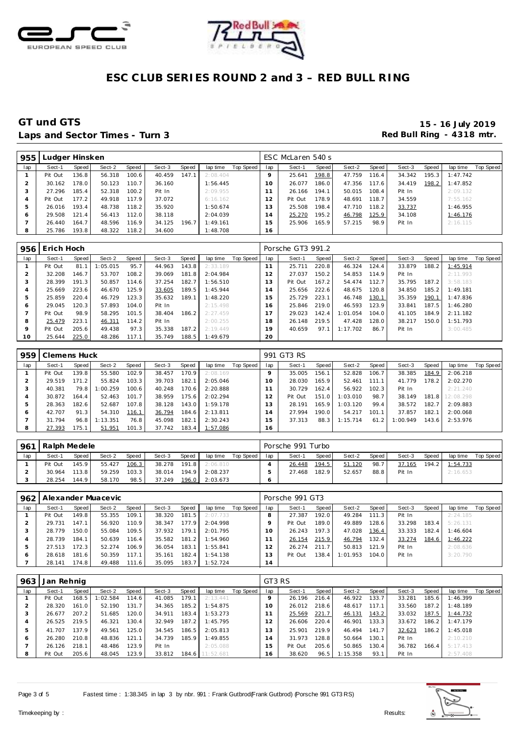# ESC CLUB SERIES ROUND 2 and 3 – RED BULL RING

## GT und GTS

**Laps and Sector Times - Turn 3**

**15 - 16 July 2019**
**Red Bull Ring - 4318 mtr.**

| 955 | Ludger Hinsken | | | | | | | | | ESC McLaren 540 s | | | | | | | | |
|---|---|---|---|---|---|---|---|---|---|---|---|---|---|---|---|---|---|---|
| lap | Sect-1 | Speed | Sect-2 | Speed | Sect-3 | Speed | lap time | Top Speed | lap | Sect-1 | Speed | Sect-2 | Speed | Sect-3 | Speed | lap time | Top Speed |
| 1 | Pit Out | 136.8 | 56.318 | 100.6 | 40.459 | 147.1 | 2:08.404 | | 9 | 25.641 | 198.8 | 47.759 | 116.4 | 34.342 | 195.3 | 1:47.742 | |
| 2 | 30.162 | 178.0 | 50.123 | 110.7 | 36.160 | | 1:56.445 | | 10 | 26.077 | 186.0 | 47.356 | 117.6 | 34.419 | 198.2 | 1:47.852 | |
| 3 | 27.296 | 185.4 | 52.318 | 100.2 | Pit In | | 2:09.955 | | 11 | 26.166 | 194.1 | 50.015 | 108.4 | Pit In | | 2:09.132 | |
| 4 | Pit Out | 177.2 | 49.918 | 117.9 | 37.072 | | 6:16.162 | | 12 | Pit Out | 178.9 | 48.691 | 118.7 | 34.559 | | 7:55.162 | |
| 5 | 26.016 | 193.4 | 48.738 | 118.2 | 35.920 | | 1:50.674 | | 13 | 25.508 | 198.4 | 47.710 | 118.2 | 33.737 | | 1:46.955 | |
| 6 | 29.508 | 121.4 | 56.413 | 112.0 | 38.118 | | 2:04.039 | | 14 | 25.270 | 195.2 | 46.798 | 125.9 | 34.108 | | 1:46.176 | |
| 7 | 26.440 | 164.7 | 48.596 | 116.9 | 34.125 | 196.7 | 1:49.161 | | 15 | 25.906 | 165.9 | 57.215 | 98.9 | Pit In | | 2:16.115 | |
| 8 | 25.786 | 193.8 | 48.322 | 118.2 | 34.600 | | 1:48.708 | | 16 | | | | | | | | |

| 956 | Erich Hoch | | | | | | | | | Porsche GT3 991.2 | | | | | | | | |
|---|---|---|---|---|---|---|---|---|---|---|---|---|---|---|---|---|---|---|
| lap | Sect-1 | Speed | Sect-2 | Speed | Sect-3 | Speed | lap time | Top Speed | lap | Sect-1 | Speed | Sect-2 | Speed | Sect-3 | Speed | lap time | Top Speed |
| 1 | Pit Out | 81.1 | 1:05.015 | 95.7 | 44.963 | 143.8 | 2:33.189 | | 11 | 25.711 | 220.8 | 46.324 | 124.4 | 33.879 | 188.2 | 1:45.914 | |
| 2 | 32.208 | 146.7 | 53.707 | 108.2 | 39.069 | 181.8 | 2:04.984 | | 12 | 27.037 | 150.2 | 54.853 | 114.9 | Pit In | | 2:11.993 | |
| 3 | 28.399 | 191.3 | 50.857 | 114.6 | 37.254 | 182.7 | 1:56.510 | | 13 | Pit Out | 167.2 | 54.474 | 112.7 | 35.795 | 187.2 | 3:58.183 | |
| 4 | 25.669 | 223.6 | 46.670 | 125.9 | 33.605 | 189.5 | 1:45.944 | | 14 | 25.656 | 222.6 | 48.675 | 120.8 | 34.850 | 185.2 | 1:49.181 | |
| 5 | 25.859 | 220.4 | 46.729 | 123.3 | 35.632 | 189.1 | 1:48.220 | | 15 | 25.729 | 223.1 | 46.748 | 130.1 | 35.359 | 190.1 | 1:47.836 | |
| 6 | 29.045 | 120.3 | 57.893 | 104.0 | Pit In | | 2:15.498 | | 16 | 25.846 | 219.0 | 46.593 | 123.9 | 33.841 | 187.5 | 1:46.280 | |
| 7 | Pit Out | 98.9 | 58.295 | 101.5 | 38.404 | 186.2 | 2:27.459 | | 17 | 29.023 | 142.4 | 1:01.054 | 104.0 | 41.105 | 184.9 | 2:11.182 | |
| 8 | 25.479 | 223.1 | 46.311 | 114.2 | Pit In | | 2:00.255 | | 18 | 26.148 | 219.5 | 47.428 | 128.0 | 38.217 | 150.0 | 1:51.793 | |
| 9 | Pit Out | 205.6 | 49.438 | 97.3 | 35.338 | 187.2 | 2:19.449 | | 19 | 40.659 | 97.1 | 1:17.702 | 86.7 | Pit In | | 3:00.485 | |
| 10 | 25.644 | 225.0 | 48.286 | 117.1 | 35.749 | 188.5 | 1:49.679 | | 20 | | | | | | | | |

| 959 | Clemens Huck | | | | | | | | | 991 GT3 RS | | | | | | | | |
|---|---|---|---|---|---|---|---|---|---|---|---|---|---|---|---|---|---|---|
| lap | Sect-1 | Speed | Sect-2 | Speed | Sect-3 | Speed | lap time | Top Speed | lap | Sect-1 | Speed | Sect-2 | Speed | Sect-3 | Speed | lap time | Top Speed |
| 1 | Pit Out | 139.8 | 55.580 | 102.9 | 38.457 | 170.9 | 2:08.169 | | 9 | 35.005 | 156.1 | 52.828 | 106.7 | 38.385 | 184.9 | 2:06.218 | |
| 2 | 29.519 | 171.2 | 55.824 | 103.3 | 39.703 | 182.1 | 2:05.046 | | 10 | 28.030 | 165.9 | 52.461 | 111.1 | 41.779 | 178.2 | 2:02.270 | |
| 3 | 40.381 | 79.8 | 1:00.259 | 100.6 | 40.248 | 170.6 | 2:20.888 | | 11 | 30.729 | 162.4 | 56.922 | 102.3 | Pit In | | 2:21.240 | |
| 4 | 30.872 | 164.4 | 52.463 | 101.7 | 38.959 | 175.6 | 2:02.294 | | 12 | Pit Out | 151.0 | 1:03.010 | 98.7 | 38.149 | 181.8 | 12:08.298 | |
| 5 | 28.363 | 182.6 | 52.687 | 107.8 | 38.128 | 143.0 | 1:59.178 | | 13 | 28.191 | 165.9 | 1:03.120 | 99.4 | 38.572 | 182.7 | 2:09.883 | |
| 6 | 42.707 | 91.3 | 54.310 | 116.1 | 36.794 | 184.6 | 2:13.811 | | 14 | 27.994 | 190.0 | 54.217 | 101.1 | 37.857 | 182.1 | 2:00.068 | |
| 7 | 31.794 | 96.8 | 1:13.351 | 76.8 | 45.098 | 182.1 | 2:30.243 | | 15 | 37.313 | 88.3 | 1:15.714 | 61.2 | 1:00.949 | 143.6 | 2:53.976 | |
| 8 | 27.393 | 175.1 | 51.951 | 101.3 | 37.742 | 183.4 | 1:57.086 | | 16 | | | | | | | | |

| 961 | Ralph Medele | | | | | | | | | Porsche 991 Turbo | | | | | | | | |
|---|---|---|---|---|---|---|---|---|---|---|---|---|---|---|---|---|---|---|
| lap | Sect-1 | Speed | Sect-2 | Speed | Sect-3 | Speed | lap time | Top Speed | lap | Sect-1 | Speed | Sect-2 | Speed | Sect-3 | Speed | lap time | Top Speed |
| 1 | Pit Out | 145.9 | 55.427 | 106.3 | 38.278 | 191.8 | 2:06.810 | | 4 | 26.448 | 194.5 | 51.120 | 98.7 | 37.165 | 194.2 | 1:54.733 | |
| 2 | 30.964 | 113.8 | 59.259 | 103.3 | 38.014 | 194.9 | 2:08.237 | | 5 | 27.468 | 182.9 | 52.657 | 88.8 | Pit In | | 2:16.653 | |
| 3 | 28.254 | 144.9 | 58.170 | 98.5 | 37.249 | 196.0 | 2:03.673 | | 6 | | | | | | | | |

| 962 | Alexander Muacevic | | | | | | | | | Porsche 991 GT3 | | | | | | | | |
|---|---|---|---|---|---|---|---|---|---|---|---|---|---|---|---|---|---|---|
| lap | Sect-1 | Speed | Sect-2 | Speed | Sect-3 | Speed | lap time | Top Speed | lap | Sect-1 | Speed | Sect-2 | Speed | Sect-3 | Speed | lap time | Top Speed |
| 1 | Pit Out | 149.8 | 55.355 | 109.1 | 38.320 | 181.5 | 2:07.733 | | 8 | 27.387 | 192.0 | 49.284 | 111.3 | Pit In | | 2:24.185 | |
| 2 | 29.731 | 147.1 | 56.920 | 110.9 | 38.347 | 177.9 | 2:04.998 | | 9 | Pit Out | 189.0 | 49.889 | 128.6 | 33.298 | 183.4 | 5:26.131 | |
| 3 | 28.779 | 150.0 | 55.084 | 109.5 | 37.932 | 179.1 | 2:01.795 | | 10 | 26.243 | 197.3 | 47.028 | 136.4 | 33.333 | 182.4 | 1:46.604 | |
| 4 | 28.739 | 184.1 | 50.639 | 116.4 | 35.582 | 181.2 | 1:54.960 | | 11 | 26.154 | 215.9 | 46.794 | 132.4 | 33.274 | 184.6 | 1:46.222 | |
| 5 | 27.513 | 172.3 | 52.274 | 106.9 | 36.054 | 183.1 | 1:55.841 | | 12 | 26.274 | 211.7 | 50.813 | 121.9 | Pit In | | 2:08.636 | |
| 6 | 28.618 | 181.6 | 50.359 | 117.1 | 35.161 | 182.4 | 1:54.138 | | 13 | Pit Out | 138.4 | 1:01.953 | 104.0 | Pit In | | 3:20.790 | |
| 7 | 28.141 | 174.8 | 49.488 | 111.6 | 35.095 | 183.7 | 1:52.724 | | 14 | | | | | | | | |

| 963 | Jan Rehnig | | | | | | | | | GT3 RS | | | | | | | | |
|---|---|---|---|---|---|---|---|---|---|---|---|---|---|---|---|---|---|---|
| lap | Sect-1 | Speed | Sect-2 | Speed | Sect-3 | Speed | lap time | Top Speed | lap | Sect-1 | Speed | Sect-2 | Speed | Sect-3 | Speed | lap time | Top Speed |
| 1 | Pit Out | 168.5 | 1:02.584 | 114.6 | 41.085 | 179.1 | 2:13.441 | | 9 | 26.196 | 216.4 | 46.922 | 133.7 | 33.281 | 185.6 | 1:46.399 | |
| 2 | 28.320 | 161.0 | 52.190 | 131.7 | 34.365 | 185.2 | 1:54.875 | | 10 | 26.012 | 218.6 | 48.617 | 117.1 | 33.560 | 187.2 | 1:48.189 | |
| 3 | 26.677 | 207.2 | 51.685 | 120.0 | 34.911 | 183.4 | 1:53.273 | | 11 | 25.569 | 221.7 | 46.131 | 143.2 | 33.032 | 187.5 | 1:44.732 | |
| 4 | 26.525 | 219.5 | 46.321 | 130.4 | 32.949 | 187.2 | 1:45.795 | | 12 | 26.606 | 220.4 | 46.901 | 133.3 | 33.672 | 186.2 | 1:47.179 | |
| 5 | 41.707 | 137.9 | 49.561 | 125.0 | 34.545 | 186.5 | 2:05.813 | | 13 | 25.901 | 219.9 | 46.494 | 141.7 | 32.623 | 186.2 | 1:45.018 | |
| 6 | 26.280 | 210.8 | 48.836 | 121.1 | 34.739 | 185.9 | 1:49.855 | | 14 | 31.973 | 128.8 | 50.664 | 130.1 | Pit In | | 2:10.210 | |
| 7 | 26.126 | 218.1 | 48.486 | 123.9 | Pit In | | 2:05.088 | | 15 | Pit Out | 205.6 | 50.865 | 130.4 | 36.782 | 166.4 | 5:17.413 | |
| 8 | Pit Out | 205.6 | 48.045 | 123.9 | 33.812 | 184.6 | 11:52.681 | | 16 | 38.620 | 96.5 | 1:15.358 | 93.1 | Pit In | | 2:57.408 | |

Fastest time : 1:38.345 in lap 3 by nbr. 991 : Frank Gutbrod(Frank Gutbrod) (Porsche 991 GT3 RS)

Timekeeping by : Results: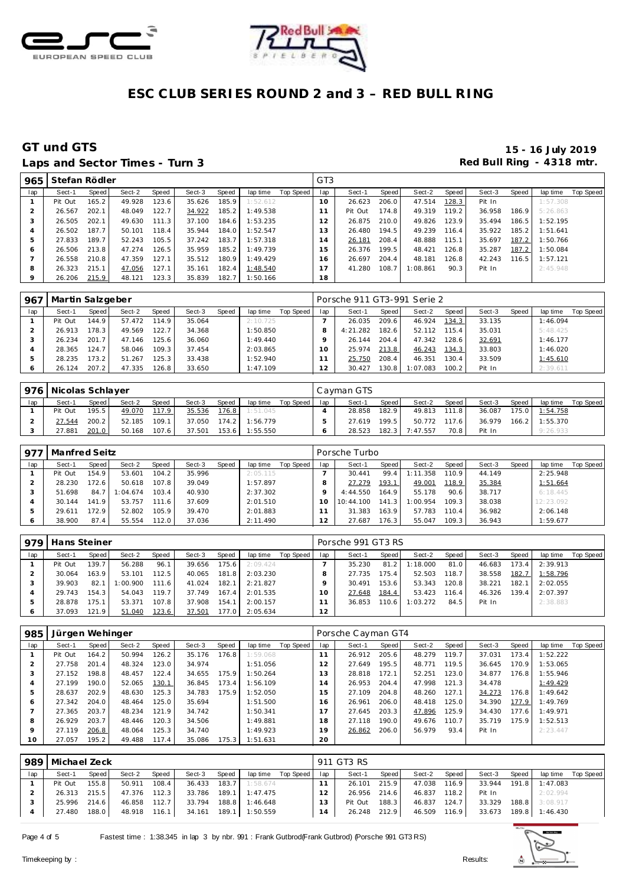# ESC CLUB SERIES ROUND 2 and 3 – RED BULL RING

## GT und GTS

**Laps and Sector Times - Turn 3**

**15 - 16 July 2019**

**Red Bull Ring - 4318 mtr.**

| 965 | Stefan Rödler | | | | | | | | GT3 | | | | | | | | | |
|---|---|---|---|---|---|---|---|---|---|---|---|---|---|---|---|---|---|---|
| lap | Sect-1 | Speed | Sect-2 | Speed | Sect-3 | Speed | lap time | Top Speed | lap | Sect-1 | Speed | Sect-2 | Speed | Sect-3 | Speed | lap time | Top Speed |
| 1 | Pit Out | 165.2 | 49.928 | 123.6 | 35.626 | 185.9 | 1:52.612 | | 10 | 26.623 | 206.0 | 47.514 | 128.3 | Pit In | | 1:57.308 | |
| 2 | 26.567 | 202.1 | 48.049 | 122.7 | 34.922 | 185.2 | 1:49.538 | | 11 | Pit Out | 174.8 | 49.319 | 119.2 | 36.958 | 186.9 | 5:26.863 | |
| 3 | 26.505 | 202.1 | 49.630 | 111.3 | 37.100 | 184.6 | 1:53.235 | | 12 | 26.875 | 210.0 | 49.826 | 123.9 | 35.494 | 186.5 | 1:52.195 | |
| 4 | 26.502 | 187.7 | 50.101 | 118.4 | 35.944 | 184.0 | 1:52.547 | | 13 | 26.480 | 194.5 | 49.239 | 116.4 | 35.922 | 185.2 | 1:51.641 | |
| 5 | 27.833 | 189.7 | 52.243 | 105.5 | 37.242 | 183.7 | 1:57.318 | | 14 | 26.181 | 208.4 | 48.888 | 115.1 | 35.697 | 187.2 | 1:50.766 | |
| 6 | 26.506 | 213.8 | 47.274 | 126.5 | 35.959 | 185.2 | 1:49.739 | | 15 | 26.376 | 199.5 | 48.421 | 126.8 | 35.287 | 187.2 | 1:50.084 | |
| 7 | 26.558 | 210.8 | 47.359 | 127.1 | 35.512 | 180.9 | 1:49.429 | | 16 | 26.697 | 204.4 | 48.181 | 126.8 | 42.243 | 116.5 | 1:57.121 | |
| 8 | 26.323 | 215.1 | 47.056 | 127.1 | 35.161 | 182.4 | 1:48.540 | | 17 | 41.280 | 108.7 | 1:08.861 | 90.3 | Pit In | | 2:45.948 | |
| 9 | 26.206 | 215.9 | 48.121 | 123.3 | 35.839 | 182.7 | 1:50.166 | | 18 | | | | | | | | |

| 967 | Martin Salzgeber | | | | | | | | Porsche 911 GT3-991 Serie 2 | | | | | | | | | |
|---|---|---|---|---|---|---|---|---|---|---|---|---|---|---|---|---|---|---|
| lap | Sect-1 | Speed | Sect-2 | Speed | Sect-3 | Speed | lap time | Top Speed | lap | Sect-1 | Speed | Sect-2 | Speed | Sect-3 | Speed | lap time | Top Speed |
| 1 | Pit Out | 144.9 | 57.472 | 114.9 | 35.064 | | 2:10.725 | | 7 | 26.035 | 209.6 | 46.924 | 134.3 | 33.135 | | 1:46.094 | |
| 2 | 26.913 | 178.3 | 49.569 | 122.7 | 34.368 | | 1:50.850 | | 8 | 4:21.282 | 182.6 | 52.112 | 115.4 | 35.031 | | 5:48.425 | |
| 3 | 26.234 | 201.7 | 47.146 | 125.6 | 36.060 | | 1:49.440 | | 9 | 26.144 | 204.4 | 47.342 | 128.6 | 32.691 | | 1:46.177 | |
| 4 | 28.365 | 124.7 | 58.046 | 109.3 | 37.454 | | 2:03.865 | | 10 | 25.974 | 213.8 | 46.243 | 134.3 | 33.803 | | 1:46.020 | |
| 5 | 28.235 | 173.2 | 51.267 | 125.3 | 33.438 | | 1:52.940 | | 11 | 25.750 | 208.4 | 46.351 | 130.4 | 33.509 | | 1:45.610 | |
| 6 | 26.124 | 207.2 | 47.335 | 126.8 | 33.650 | | 1:47.109 | | 12 | 30.427 | 130.8 | 1:07.083 | 100.2 | Pit In | | 2:39.611 | |

| 976 | Nicolas Schlayer | | | | | | | | Cayman GTS | | | | | | | | | |
|---|---|---|---|---|---|---|---|---|---|---|---|---|---|---|---|---|---|---|
| lap | Sect-1 | Speed | Sect-2 | Speed | Sect-3 | Speed | lap time | Top Speed | lap | Sect-1 | Speed | Sect-2 | Speed | Sect-3 | Speed | lap time | Top Speed |
| 1 | Pit Out | 195.5 | 49.070 | 117.9 | 35.536 | 176.8 | 1:51.045 | | 4 | 28.858 | 182.9 | 49.813 | 111.8 | 36.087 | 175.0 | 1:54.758 | |
| 2 | 27.544 | 200.2 | 52.185 | 109.1 | 37.050 | 174.2 | 1:56.779 | | 5 | 27.619 | 199.5 | 50.772 | 117.6 | 36.979 | 166.2 | 1:55.370 | |
| 3 | 27.881 | 201.0 | 50.168 | 107.6 | 37.501 | 153.6 | 1:55.550 | | 6 | 28.523 | 182.3 | 7:47.557 | 70.8 | Pit In | | 9:26.933 | |

| 977 | Manfred Seitz | | | | | | | | Porsche Turbo | | | | | | | | | |
|---|---|---|---|---|---|---|---|---|---|---|---|---|---|---|---|---|---|---|
| lap | Sect-1 | Speed | Sect-2 | Speed | Sect-3 | Speed | lap time | Top Speed | lap | Sect-1 | Speed | Sect-2 | Speed | Sect-3 | Speed | lap time | Top Speed |
| 1 | Pit Out | 154.9 | 53.601 | 104.2 | 35.996 | | 2:05.115 | | 7 | 30.441 | 99.4 | 1:11.358 | 110.9 | 44.149 | | 2:25.948 | |
| 2 | 28.230 | 172.6 | 50.618 | 107.8 | 39.049 | | 1:57.897 | | 8 | 27.279 | 193.1 | 49.001 | 118.9 | 35.384 | | 1:51.664 | |
| 3 | 51.698 | 84.7 | 1:04.674 | 103.4 | 40.930 | | 2:37.302 | | 9 | 4:44.550 | 164.9 | 55.178 | 90.6 | 38.717 | | 6:18.445 | |
| 4 | 30.144 | 141.9 | 53.757 | 111.6 | 37.609 | | 2:01.510 | | 10 | 10:44.100 | 141.3 | 1:00.954 | 109.3 | 38.038 | | 12:23.092 | |
| 5 | 29.611 | 172.9 | 52.802 | 105.9 | 39.470 | | 2:01.883 | | 11 | 31.383 | 163.9 | 57.783 | 110.4 | 36.982 | | 2:06.148 | |
| 6 | 38.900 | 87.4 | 55.554 | 112.0 | 37.036 | | 2:11.490 | | 12 | 27.687 | 176.3 | 55.047 | 109.3 | 36.943 | | 1:59.677 | |

| 979 | Hans Steiner | | | | | | | | Porsche 991 GT3 RS | | | | | | | | | |
|---|---|---|---|---|---|---|---|---|---|---|---|---|---|---|---|---|---|---|
| lap | Sect-1 | Speed | Sect-2 | Speed | Sect-3 | Speed | lap time | Top Speed | lap | Sect-1 | Speed | Sect-2 | Speed | Sect-3 | Speed | lap time | Top Speed |
| 1 | Pit Out | 139.7 | 56.288 | 96.1 | 39.656 | 175.6 | 2:09.424 | | 7 | 35.230 | 81.2 | 1:18.000 | 81.0 | 46.683 | 173.4 | 2:39.913 | |
| 2 | 30.064 | 163.9 | 53.101 | 112.5 | 40.065 | 181.8 | 2:03.230 | | 8 | 27.735 | 175.4 | 52.503 | 118.7 | 38.558 | 182.7 | 1:58.796 | |
| 3 | 39.903 | 82.1 | 1:00.900 | 111.6 | 41.024 | 182.1 | 2:21.827 | | 9 | 30.491 | 153.6 | 53.343 | 120.8 | 38.221 | 182.1 | 2:02.055 | |
| 4 | 29.743 | 154.3 | 54.043 | 119.7 | 37.749 | 167.4 | 2:01.535 | | 10 | 27.648 | 184.4 | 53.423 | 116.4 | 46.326 | 139.4 | 2:07.397 | |
| 5 | 28.878 | 175.1 | 53.371 | 107.8 | 37.908 | 154.1 | 2:00.157 | | 11 | 36.853 | 110.6 | 1:03.272 | 84.5 | Pit In | | 2:38.883 | |
| 6 | 37.093 | 121.9 | 51.040 | 123.6 | 37.501 | 177.0 | 2:05.634 | | 12 | | | | | | | | |

| 985 | Jürgen Wehinger | | | | | | | | Porsche Cayman GT4 | | | | | | | | | |
|---|---|---|---|---|---|---|---|---|---|---|---|---|---|---|---|---|---|---|
| lap | Sect-1 | Speed | Sect-2 | Speed | Sect-3 | Speed | lap time | Top Speed | lap | Sect-1 | Speed | Sect-2 | Speed | Sect-3 | Speed | lap time | Top Speed |
| 1 | Pit Out | 164.2 | 50.994 | 126.2 | 35.176 | 176.8 | 1:59.068 | | 11 | 26.912 | 205.6 | 48.279 | 119.7 | 37.031 | 173.4 | 1:52.222 | |
| 2 | 27.758 | 201.4 | 48.324 | 123.0 | 34.974 | | 1:51.056 | | 12 | 27.649 | 195.5 | 48.771 | 119.5 | 36.645 | 170.9 | 1:53.065 | |
| 3 | 27.152 | 198.8 | 48.457 | 122.4 | 34.655 | 175.9 | 1:50.264 | | 13 | 28.818 | 172.1 | 52.251 | 123.0 | 34.877 | 176.8 | 1:55.946 | |
| 4 | 27.199 | 190.0 | 52.065 | 130.1 | 36.845 | 173.4 | 1:56.109 | | 14 | 26.953 | 204.4 | 47.998 | 121.3 | 34.478 | | 1:49.429 | |
| 5 | 28.637 | 202.9 | 48.630 | 125.3 | 34.783 | 175.9 | 1:52.050 | | 15 | 27.109 | 204.8 | 48.260 | 127.1 | 34.273 | 176.8 | 1:49.642 | |
| 6 | 27.342 | 204.0 | 48.464 | 125.0 | 35.694 | | 1:51.500 | | 16 | 26.961 | 206.0 | 48.418 | 125.0 | 34.390 | 177.9 | 1:49.769 | |
| 7 | 27.365 | 203.7 | 48.234 | 121.9 | 34.742 | | 1:50.341 | | 17 | 27.645 | 203.3 | 47.896 | 125.9 | 34.430 | 177.6 | 1:49.971 | |
| 8 | 26.929 | 203.7 | 48.446 | 120.3 | 34.506 | | 1:49.881 | | 18 | 27.118 | 190.0 | 49.676 | 110.7 | 35.719 | 175.9 | 1:52.513 | |
| 9 | 27.119 | 206.8 | 48.064 | 125.3 | 34.740 | | 1:49.923 | | 19 | 26.862 | 206.0 | 56.979 | 93.4 | Pit In | | 2:23.447 | |
| 10 | 27.057 | 195.2 | 49.488 | 117.4 | 35.086 | 175.3 | 1:51.631 | | 20 | | | | | | | | |

| 989 | Michael Zeck | | | | | | | | 911 GT3 RS | | | | | | | | | |
|---|---|---|---|---|---|---|---|---|---|---|---|---|---|---|---|---|---|---|
| lap | Sect-1 | Speed | Sect-2 | Speed | Sect-3 | Speed | lap time | Top Speed | lap | Sect-1 | Speed | Sect-2 | Speed | Sect-3 | Speed | lap time | Top Speed |
| 1 | Pit Out | 155.8 | 50.911 | 108.4 | 36.433 | 183.7 | 1:58.674 | | 11 | 26.101 | 215.9 | 47.038 | 116.9 | 33.944 | 191.8 | 1:47.083 | |
| 2 | 26.313 | 215.5 | 47.376 | 112.3 | 33.786 | 189.1 | 1:47.475 | | 12 | 26.956 | 214.6 | 46.837 | 118.2 | Pit In | | 2:02.994 | |
| 3 | 25.996 | 214.6 | 46.858 | 112.7 | 33.794 | 188.8 | 1:46.648 | | 13 | Pit Out | 188.3 | 46.837 | 124.7 | 33.329 | 188.8 | 3:08.917 | |
| 4 | 27.480 | 188.0 | 48.918 | 116.1 | 34.161 | 189.1 | 1:50.559 | | 14 | 26.248 | 212.9 | 46.509 | 116.9 | 33.673 | 189.8 | 1:46.430 | |

Fastest time : 1:38.345 in lap 3 by nbr. 991 : Frank Gutbrod(Frank Gutbrod) (Porsche 991 GT3 RS)

Timekeeping by : Results: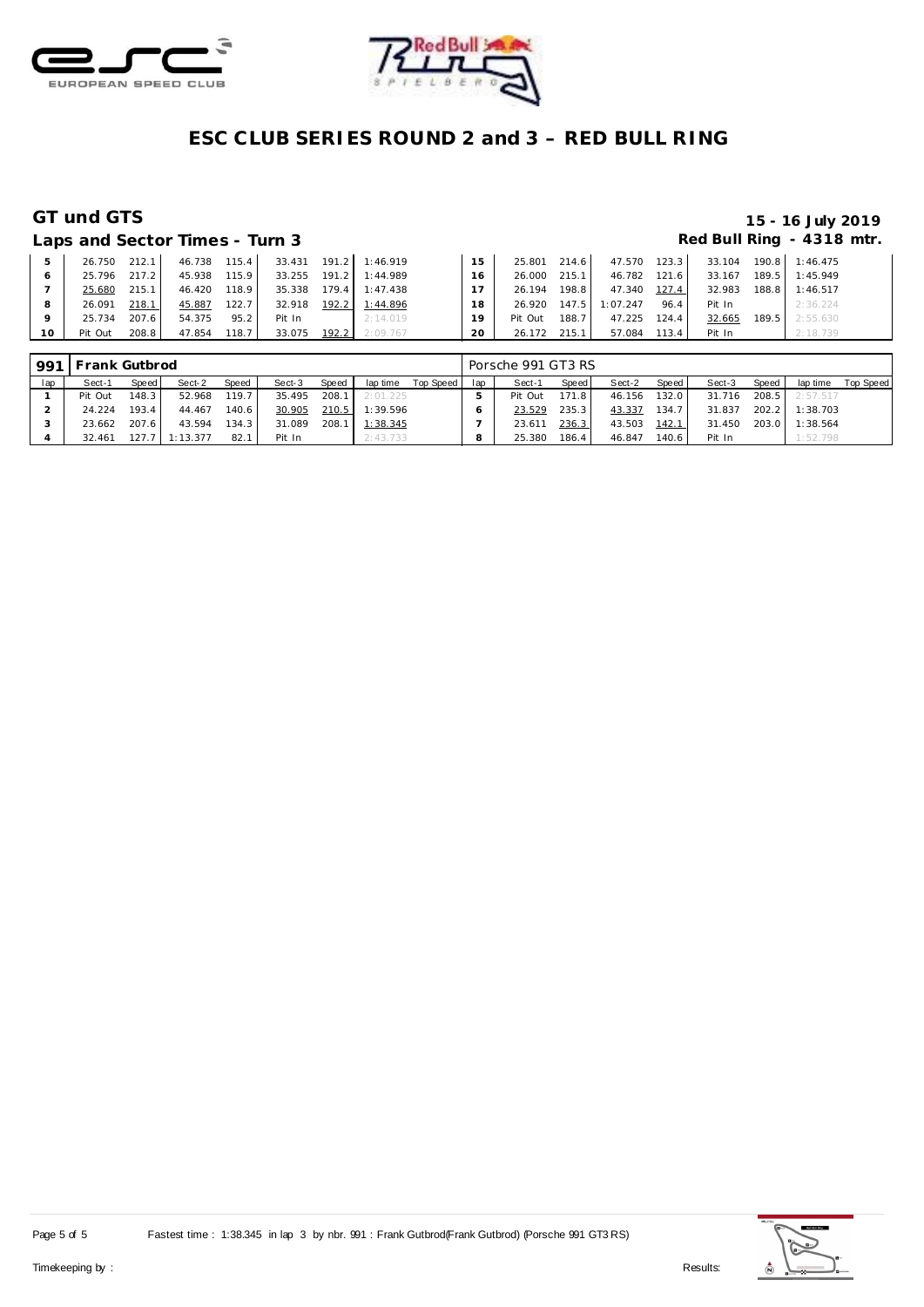# ESC CLUB SERIES ROUND 2 and 3 – RED BULL RING

## GT und GTS

**15 - 16 July 2019**

### Laps and Sector Times - Turn 3

**Red Bull Ring - 4318 mtr.**

| lap | Sect-1 | Speed | Sect-2 | Speed | Sect-3 | Speed | lap time | Top Speed | lap | Sect-1 | Speed | Sect-2 | Speed | Sect-3 | Speed | lap time | Top Speed |
|---|---|---|---|---|---|---|---|---|---|---|---|---|---|---|---|---|---|
| 5 | 26.750 | 212.1 | 46.738 | 115.4 | 33.431 | 191.2 | 1:46.919 | | 15 | 25.801 | 214.6 | 47.570 | 123.3 | 33.104 | 190.8 | 1:46.475 | |
| 6 | 25.796 | 217.2 | 45.938 | 115.9 | 33.255 | 191.2 | 1:44.989 | | 16 | 26.000 | 215.1 | 46.782 | 121.6 | 33.167 | 189.5 | 1:45.949 | |
| 7 | 25.680 | 215.1 | 46.420 | 118.9 | 35.338 | 179.4 | 1:47.438 | | 17 | 26.194 | 198.8 | 47.340 | 127.4 | 32.983 | 188.8 | 1:46.517 | |
| 8 | 26.091 | 218.1 | 45.887 | 122.7 | 32.918 | 192.2 | 1:44.896 | | 18 | 26.920 | 147.5 | 1:07.247 | 96.4 | Pit In | | 2:36.224 | |
| 9 | 25.734 | 207.6 | 54.375 | 95.2 | Pit In | | 2:14.019 | | 19 | Pit Out | 188.7 | 47.225 | 124.4 | 32.665 | 189.5 | 2:55.630 | |
| 10 | Pit Out | 208.8 | 47.854 | 118.7 | 33.075 | 192.2 | 2:09.767 | | 20 | 26.172 | 215.1 | 57.084 | 113.4 | Pit In | | 2:18.739 | |

**991 Frank Gutbrod** — Porsche 991 GT3 RS

| lap | Sect-1 | Speed | Sect-2 | Speed | Sect-3 | Speed | lap time | Top Speed | lap | Sect-1 | Speed | Sect-2 | Speed | Sect-3 | Speed | lap time | Top Speed |
|---|---|---|---|---|---|---|---|---|---|---|---|---|---|---|---|---|---|
| 1 | Pit Out | 148.3 | 52.968 | 119.7 | 35.495 | 208.1 | 2:01.225 | | 5 | Pit Out | 171.8 | 46.156 | 132.0 | 31.716 | 208.5 | 2:57.517 | |
| 2 | 24.224 | 193.4 | 44.467 | 140.6 | 30.905 | 210.5 | 1:39.596 | | 6 | 23.529 | 235.3 | 43.337 | 134.7 | 31.837 | 202.2 | 1:38.703 | |
| 3 | 23.662 | 207.6 | 43.594 | 134.3 | 31.089 | 208.1 | 1:38.345 | | 7 | 23.611 | 236.3 | 43.503 | 142.1 | 31.450 | 203.0 | 1:38.564 | |
| 4 | 32.461 | 127.7 | 1:13.377 | 82.1 | Pit In | | 2:43.733 | | 8 | 25.380 | 186.4 | 46.847 | 140.6 | Pit In | | 1:52.798 | |

Fastest time : 1:38.345 in lap 3 by nbr. 991 : Frank Gutbrod(Frank Gutbrod) (Porsche 991 GT3 RS)

Timekeeping by :

Results: